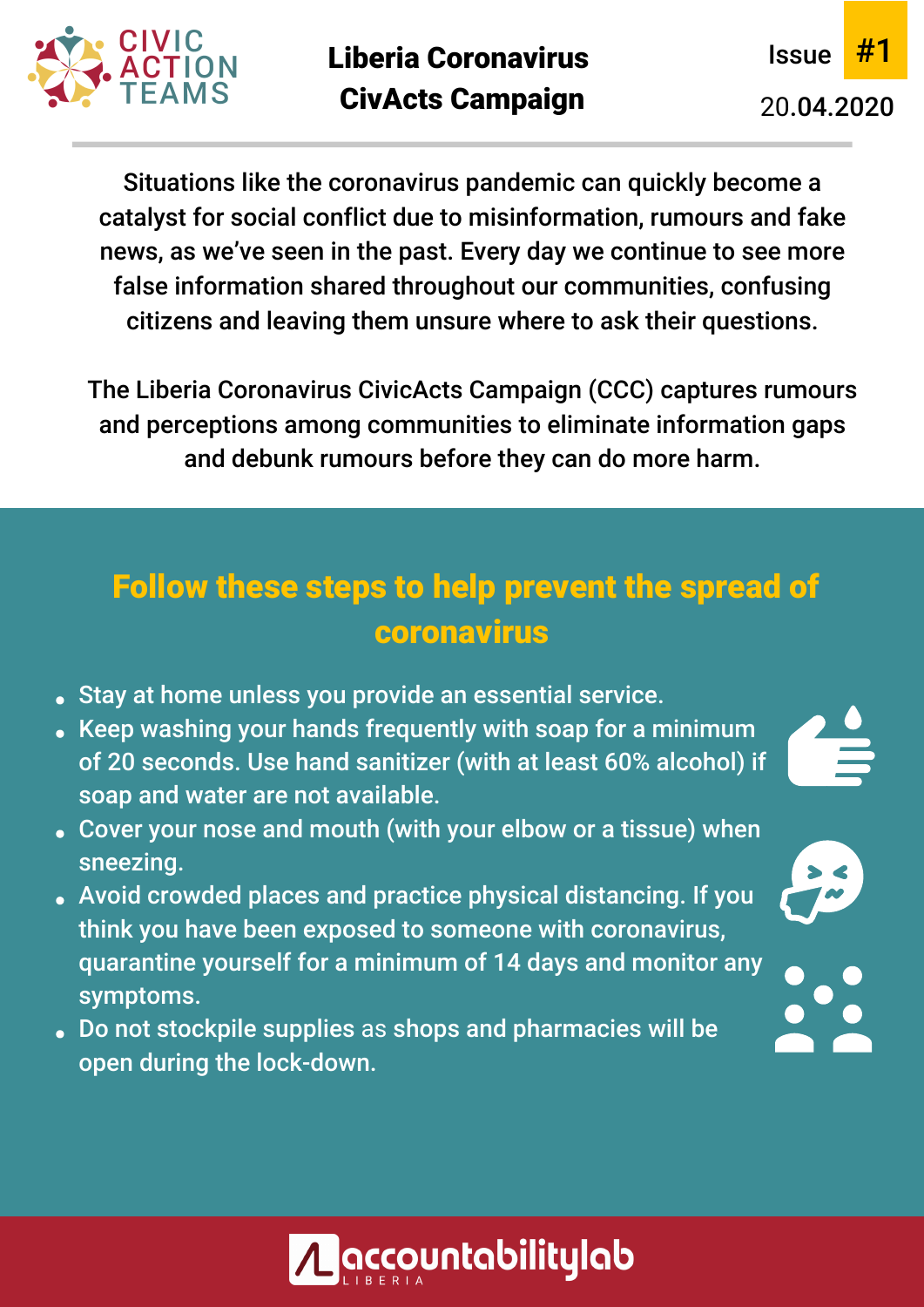CIVIC ACTION TEAMS

# Liberia Coronavirus CivActs Campaign

Issue **#1**

20.04.2020

Situations like the coronavirus pandemic can quickly become a catalyst for social conflict due to misinformation, rumours and fake news, as we've seen in the past. Every day we continue to see more false information shared throughout our communities, confusing citizens and leaving them unsure where to ask their questions.

The Liberia Coronavirus CivicActs Campaign (CCC) captures rumours and perceptions among communities to eliminate information gaps and debunk rumours before they can do more harm.

## Follow these steps to help prevent the spread of coronavirus

- Stay at home unless you provide an essential service.
- Keep washing your hands frequently with soap for a minimum of 20 seconds. Use hand sanitizer (with at least 60% alcohol) if soap and water are not available.
- Cover your nose and mouth (with your elbow or a tissue) when sneezing.
- Avoid crowded places and practice physical distancing. If you think you have been exposed to someone with coronavirus, quarantine yourself for a minimum of 14 days and monitor any symptoms.
- Do not stockpile supplies as shops and pharmacies will be open during the lock-down.

accountabilitylab LIBERIA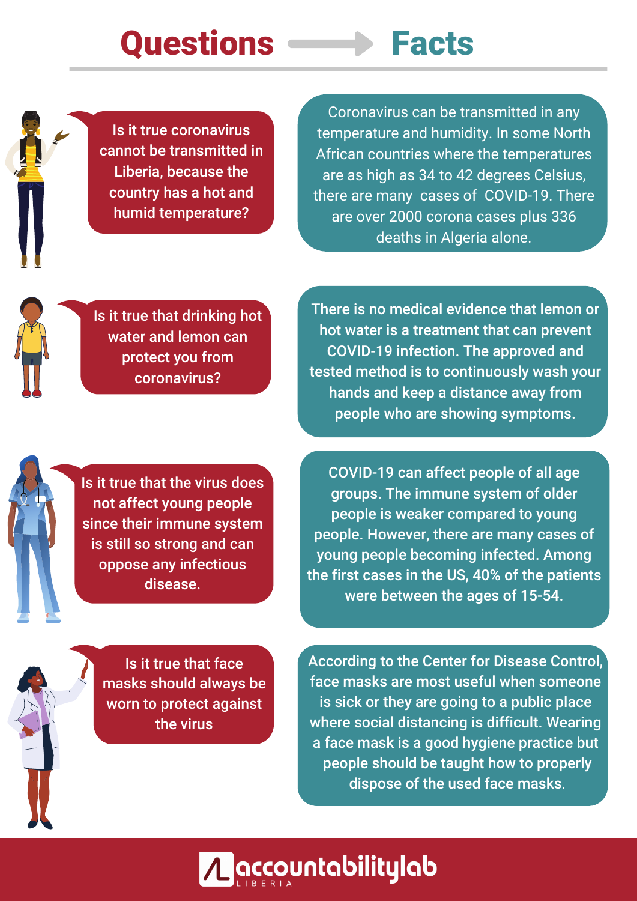# Questions → Facts

**Is it true coronavirus cannot be transmitted in Liberia, because the country has a hot and humid temperature?**

Coronavirus can be transmitted in any temperature and humidity. In some North African countries where the temperatures are as high as 34 to 42 degrees Celsius, there are many cases of COVID-19. There are over 2000 corona cases plus 336 deaths in Algeria alone.

**Is it true that drinking hot water and lemon can protect you from coronavirus?**

There is no medical evidence that lemon or hot water is a treatment that can prevent COVID-19 infection. The approved and tested method is to continuously wash your hands and keep a distance away from people who are showing symptoms.

**Is it true that the virus does not affect young people since their immune system is still so strong and can oppose any infectious disease.**

COVID-19 can affect people of all age groups. The immune system of older people is weaker compared to young people. However, there are many cases of young people becoming infected. Among the first cases in the US, 40% of the patients were between the ages of 15-54.

**Is it true that face masks should always be worn to protect against the virus**

According to the Center for Disease Control, face masks are most useful when someone is sick or they are going to a public place where social distancing is difficult. Wearing a face mask is a good hygiene practice but people should be taught how to properly dispose of the used face masks.

accountabilitylab LIBERIA